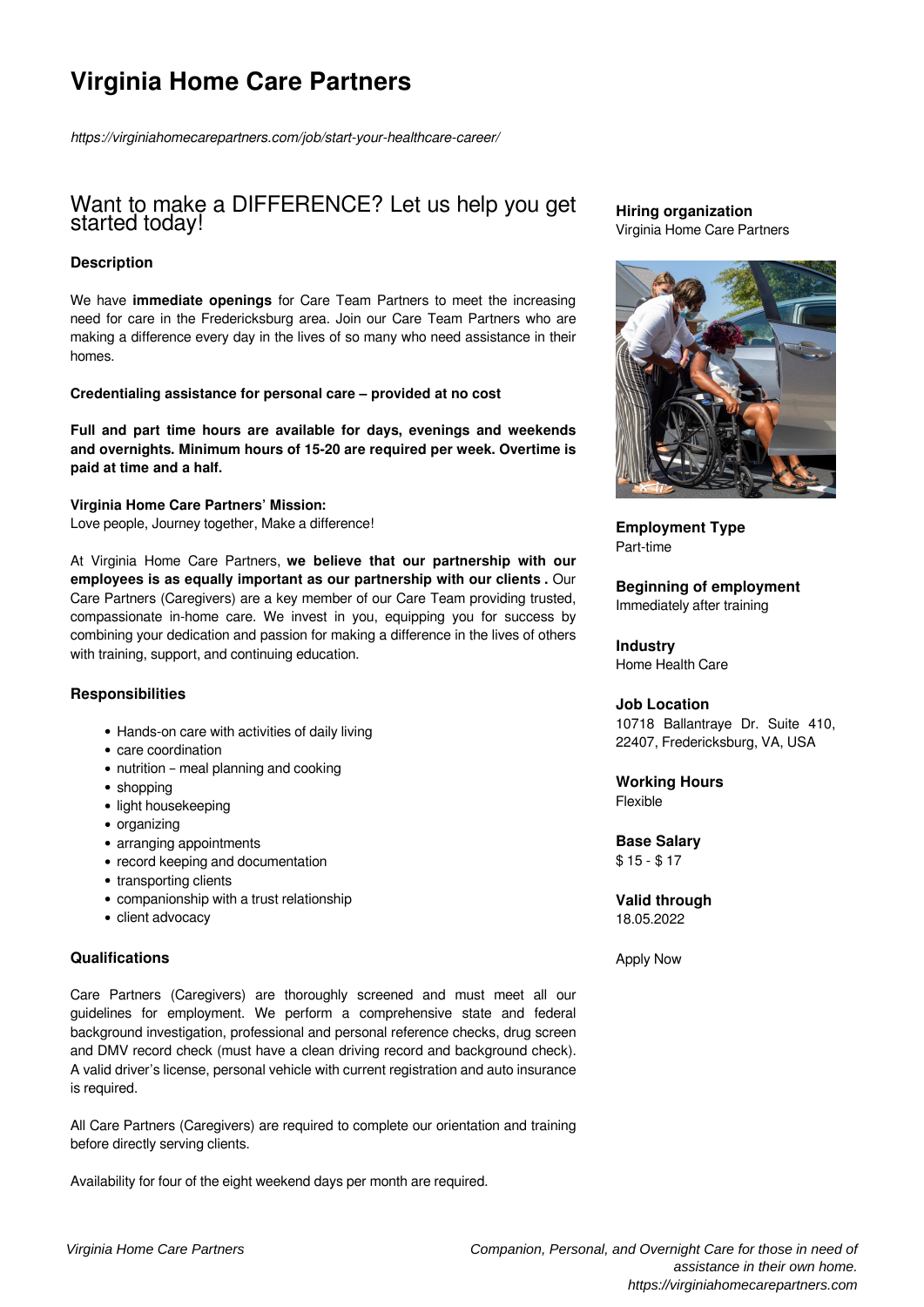# Virginia Home Care Partners

*https://virginiahomecarepartners.com/job/start-your-healthcare-career/*

## Want to make a DIFFERENCE? Let us help you get started today!

### Description

We have **immediate openings** for Care Team Partners to meet the increasing need for care in the Fredericksburg area. Join our Care Team Partners who are making a difference every day in the lives of so many who need assistance in their homes.

**Credentialing assistance for personal care – provided at no cost**

**Full and part time hours are available for days, evenings and weekends and overnights. Minimum hours of 15-20 are required per week. Overtime is paid at time and a half.**

**Virginia Home Care Partners' Mission:**
Love people, Journey together, Make a difference!

At Virginia Home Care Partners, **we believe that our partnership with our employees is as equally important as our partnership with our clients .** Our Care Partners (Caregivers) are a key member of our Care Team providing trusted, compassionate in-home care. We invest in you, equipping you for success by combining your dedication and passion for making a difference in the lives of others with training, support, and continuing education.

### Responsibilities

- Hands-on care with activities of daily living
- care coordination
- nutrition – meal planning and cooking
- shopping
- light housekeeping
- organizing
- arranging appointments
- record keeping and documentation
- transporting clients
- companionship with a trust relationship
- client advocacy

### Qualifications

Care Partners (Caregivers) are thoroughly screened and must meet all our guidelines for employment. We perform a comprehensive state and federal background investigation, professional and personal reference checks, drug screen and DMV record check (must have a clean driving record and background check). A valid driver's license, personal vehicle with current registration and auto insurance is required.

All Care Partners (Caregivers) are required to complete our orientation and training before directly serving clients.

Availability for four of the eight weekend days per month are required.

**Hiring organization**
Virginia Home Care Partners

**Employment Type**
Part-time

**Beginning of employment**
Immediately after training

**Industry**
Home Health Care

**Job Location**
10718 Ballantraye Dr. Suite 410, 22407, Fredericksburg, VA, USA

**Working Hours**
Flexible

**Base Salary**
$ 15 - $ 17

**Valid through**
18.05.2022

Apply Now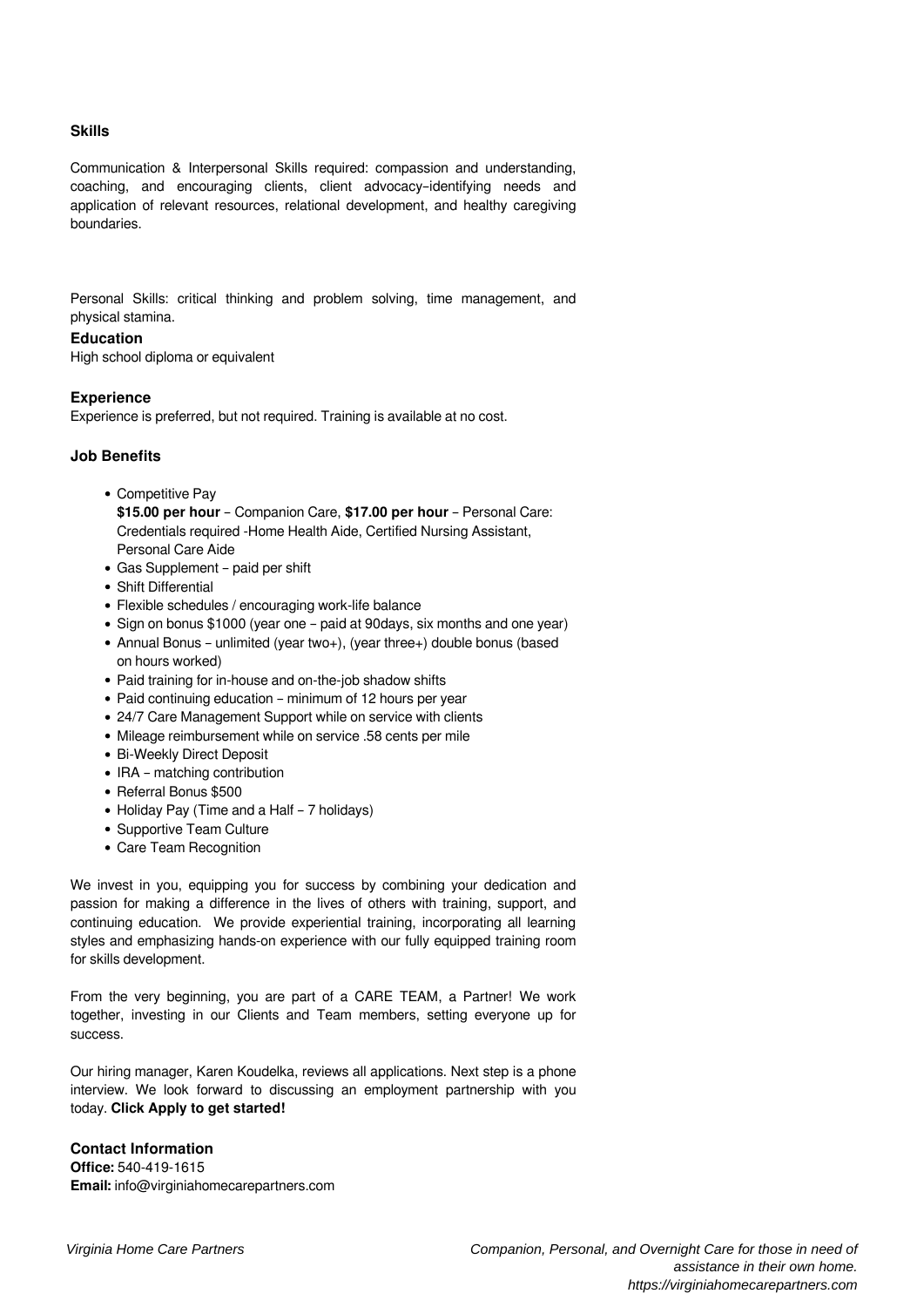### Skills

Communication & Interpersonal Skills required: compassion and understanding, coaching, and encouraging clients, client advocacy–identifying needs and application of relevant resources, relational development, and healthy caregiving boundaries.

Personal Skills: critical thinking and problem solving, time management, and physical stamina.

### Education

High school diploma or equivalent

### Experience

Experience is preferred, but not required. Training is available at no cost.

### Job Benefits

- Competitive Pay
  **$15.00 per hour** – Companion Care, **$17.00 per hour** – Personal Care: Credentials required -Home Health Aide, Certified Nursing Assistant, Personal Care Aide
- Gas Supplement – paid per shift
- Shift Differential
- Flexible schedules / encouraging work-life balance
- Sign on bonus $1000 (year one – paid at 90days, six months and one year)
- Annual Bonus – unlimited (year two+), (year three+) double bonus (based on hours worked)
- Paid training for in-house and on-the-job shadow shifts
- Paid continuing education – minimum of 12 hours per year
- 24/7 Care Management Support while on service with clients
- Mileage reimbursement while on service .58 cents per mile
- Bi-Weekly Direct Deposit
- IRA – matching contribution
- Referral Bonus $500
- Holiday Pay (Time and a Half – 7 holidays)
- Supportive Team Culture
- Care Team Recognition

We invest in you, equipping you for success by combining your dedication and passion for making a difference in the lives of others with training, support, and continuing education. We provide experiential training, incorporating all learning styles and emphasizing hands-on experience with our fully equipped training room for skills development.

From the very beginning, you are part of a CARE TEAM, a Partner! We work together, investing in our Clients and Team members, setting everyone up for success.

Our hiring manager, Karen Koudelka, reviews all applications. Next step is a phone interview. We look forward to discussing an employment partnership with you today. **Click Apply to get started!**

### Contact Information

**Office:** 540-419-1615
**Email:** info@virginiahomecarepartners.com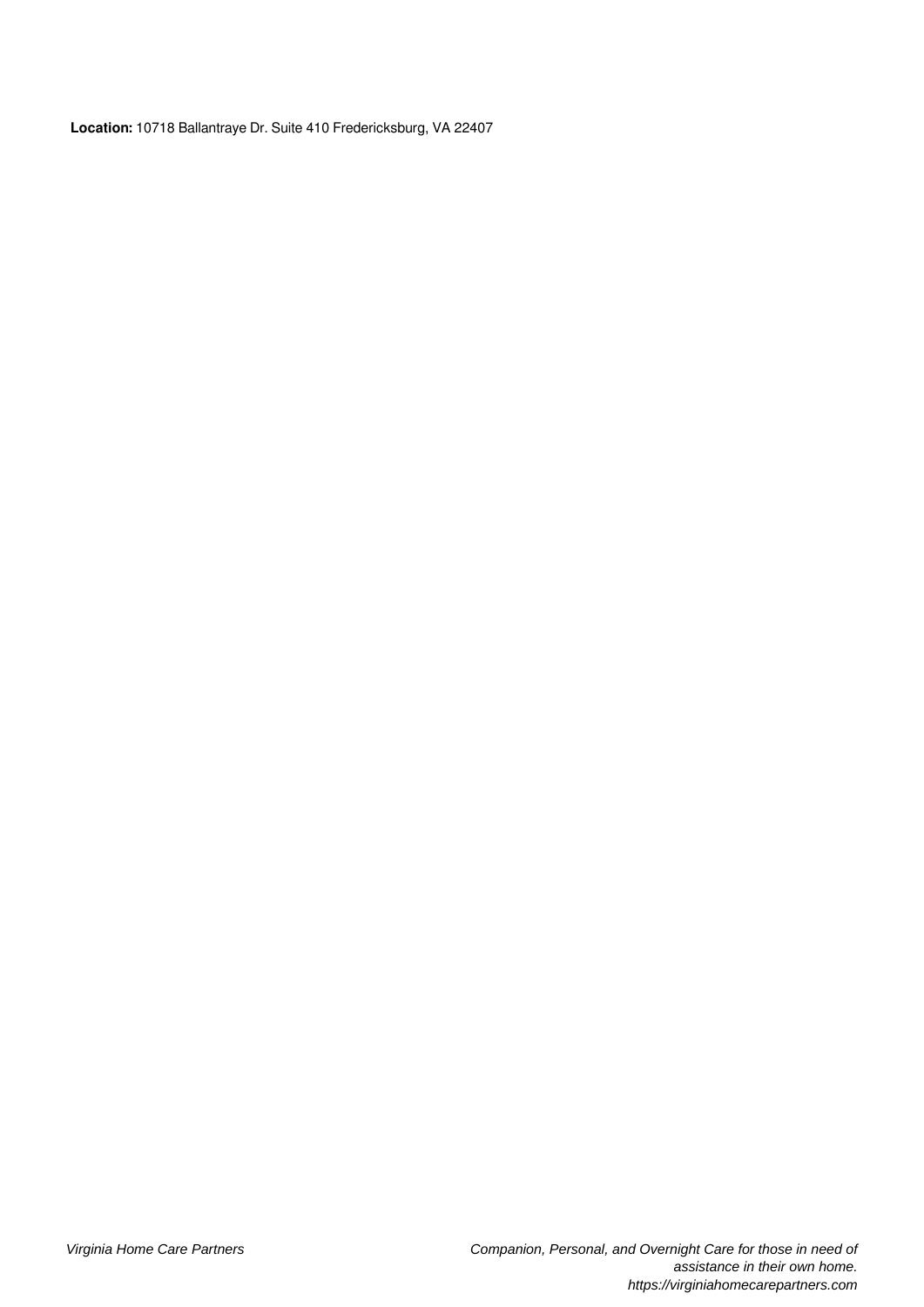**Location:** 10718 Ballantraye Dr. Suite 410 Fredericksburg, VA 22407